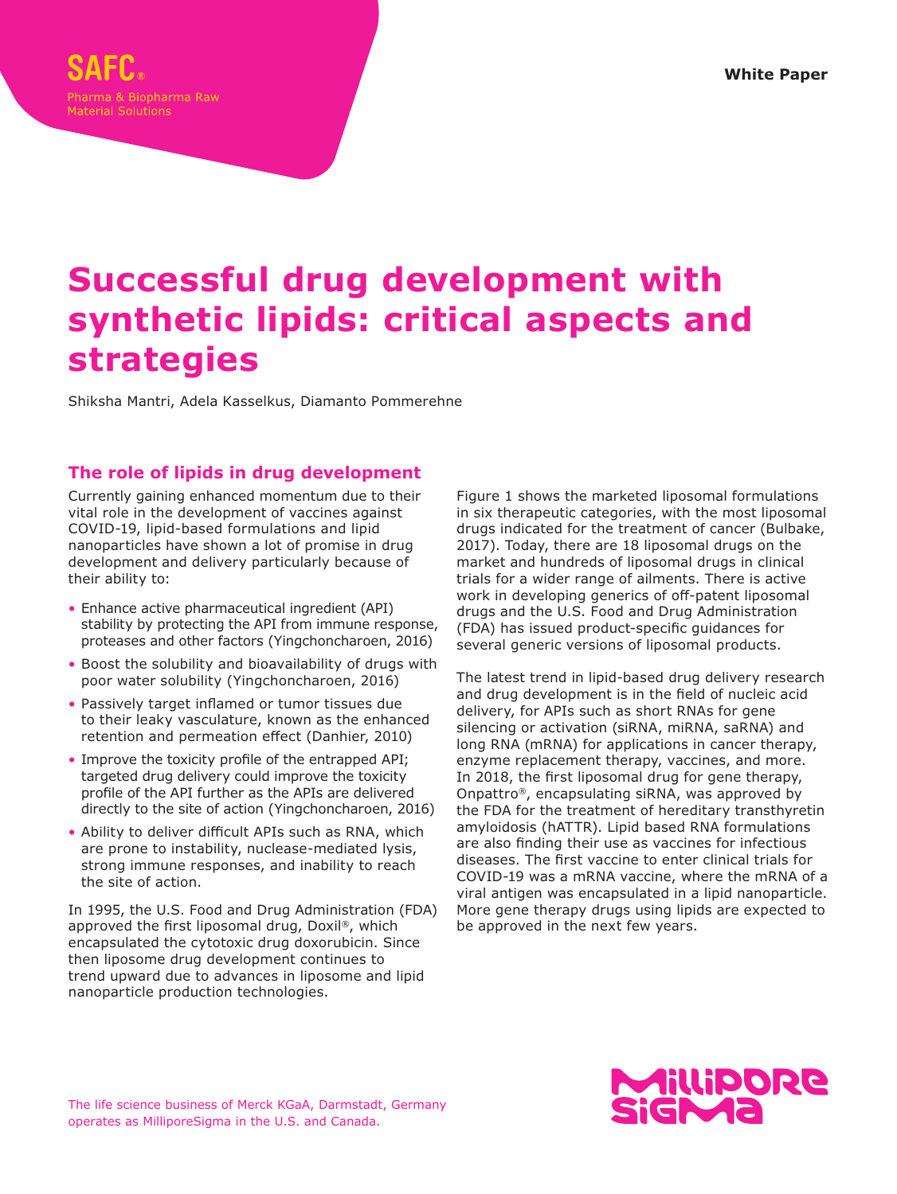SAFC®

Pharma & Biopharma Raw Material Solutions

White Paper

# Successful drug development with synthetic lipids: critical aspects and strategies

Shiksha Mantri, Adela Kasselkus, Diamanto Pommerehne

## The role of lipids in drug development

Currently gaining enhanced momentum due to their vital role in the development of vaccines against COVID-19, lipid-based formulations and lipid nanoparticles have shown a lot of promise in drug development and delivery particularly because of their ability to:

- Enhance active pharmaceutical ingredient (API) stability by protecting the API from immune response, proteases and other factors (Yingchoncharoen, 2016)
- Boost the solubility and bioavailability of drugs with poor water solubility (Yingchoncharoen, 2016)
- Passively target inflamed or tumor tissues due to their leaky vasculature, known as the enhanced retention and permeation effect (Danhier, 2010)
- Improve the toxicity profile of the entrapped API; targeted drug delivery could improve the toxicity profile of the API further as the APIs are delivered directly to the site of action (Yingchoncharoen, 2016)
- Ability to deliver difficult APIs such as RNA, which are prone to instability, nuclease-mediated lysis, strong immune responses, and inability to reach the site of action.

In 1995, the U.S. Food and Drug Administration (FDA) approved the first liposomal drug, Doxil®, which encapsulated the cytotoxic drug doxorubicin. Since then liposome drug development continues to trend upward due to advances in liposome and lipid nanoparticle production technologies.

Figure 1 shows the marketed liposomal formulations in six therapeutic categories, with the most liposomal drugs indicated for the treatment of cancer (Bulbake, 2017). Today, there are 18 liposomal drugs on the market and hundreds of liposomal drugs in clinical trials for a wider range of ailments. There is active work in developing generics of off-patent liposomal drugs and the U.S. Food and Drug Administration (FDA) has issued product-specific guidances for several generic versions of liposomal products.

The latest trend in lipid-based drug delivery research and drug development is in the field of nucleic acid delivery, for APIs such as short RNAs for gene silencing or activation (siRNA, miRNA, saRNA) and long RNA (mRNA) for applications in cancer therapy, enzyme replacement therapy, vaccines, and more. In 2018, the first liposomal drug for gene therapy, Onpattro®, encapsulating siRNA, was approved by the FDA for the treatment of hereditary transthyretin amyloidosis (hATTR). Lipid based RNA formulations are also finding their use as vaccines for infectious diseases. The first vaccine to enter clinical trials for COVID-19 was a mRNA vaccine, where the mRNA of a viral antigen was encapsulated in a lipid nanoparticle. More gene therapy drugs using lipids are expected to be approved in the next few years.

The life science business of Merck KGaA, Darmstadt, Germany operates as MilliporeSigma in the U.S. and Canada.

MilliporeSigma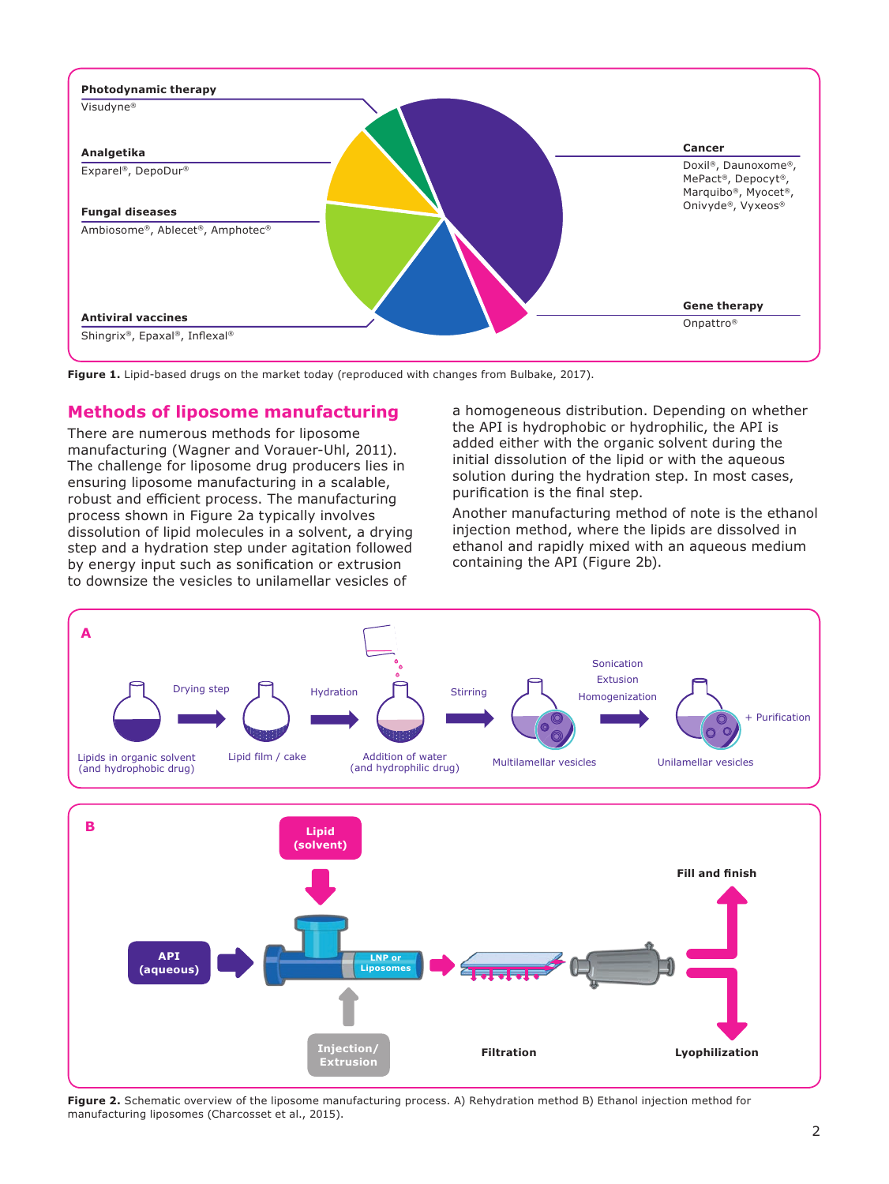**Photodynamic therapy**
Visudyne®

**Analgetika**
Exparel®, DepoDur®

**Fungal diseases**
Ambiosome®, Ablecet®, Amphotec®

**Antiviral vaccines**
Shingrix®, Epaxal®, Inflexal®

**Cancer**
Doxil®, Daunoxome®, MePact®, Depocyt®, Marquibo®, Myocet®, Onivyde®, Vyxeos®

**Gene therapy**
Onpattro®

**Figure 1.** Lipid-based drugs on the market today (reproduced with changes from Bulbake, 2017).

## Methods of liposome manufacturing

There are numerous methods for liposome manufacturing (Wagner and Vorauer-Uhl, 2011). The challenge for liposome drug producers lies in ensuring liposome manufacturing in a scalable, robust and efficient process. The manufacturing process shown in Figure 2a typically involves dissolution of lipid molecules in a solvent, a drying step and a hydration step under agitation followed by energy input such as sonification or extrusion to downsize the vesicles to unilamellar vesicles of a homogeneous distribution. Depending on whether the API is hydrophobic or hydrophilic, the API is added either with the organic solvent during the initial dissolution of the lipid or with the aqueous solution during the hydration step. In most cases, purification is the final step.

Another manufacturing method of note is the ethanol injection method, where the lipids are dissolved in ethanol and rapidly mixed with an aqueous medium containing the API (Figure 2b).

**A**

Lipids in organic solvent (and hydrophobic drug) → Drying step → Lipid film / cake → Hydration → Addition of water (and hydrophilic drug) → Stirring → Multilamellar vesicles → Sonication / Extusion / Homogenization → Unilamellar vesicles + Purification

**B**

Lipid (solvent); API (aqueous); Injection/ Extrusion; LNP or Liposomes; Filtration; Fill and finish; Lyophilization

**Figure 2.** Schematic overview of the liposome manufacturing process. A) Rehydration method B) Ethanol injection method for manufacturing liposomes (Charcosset et al., 2015).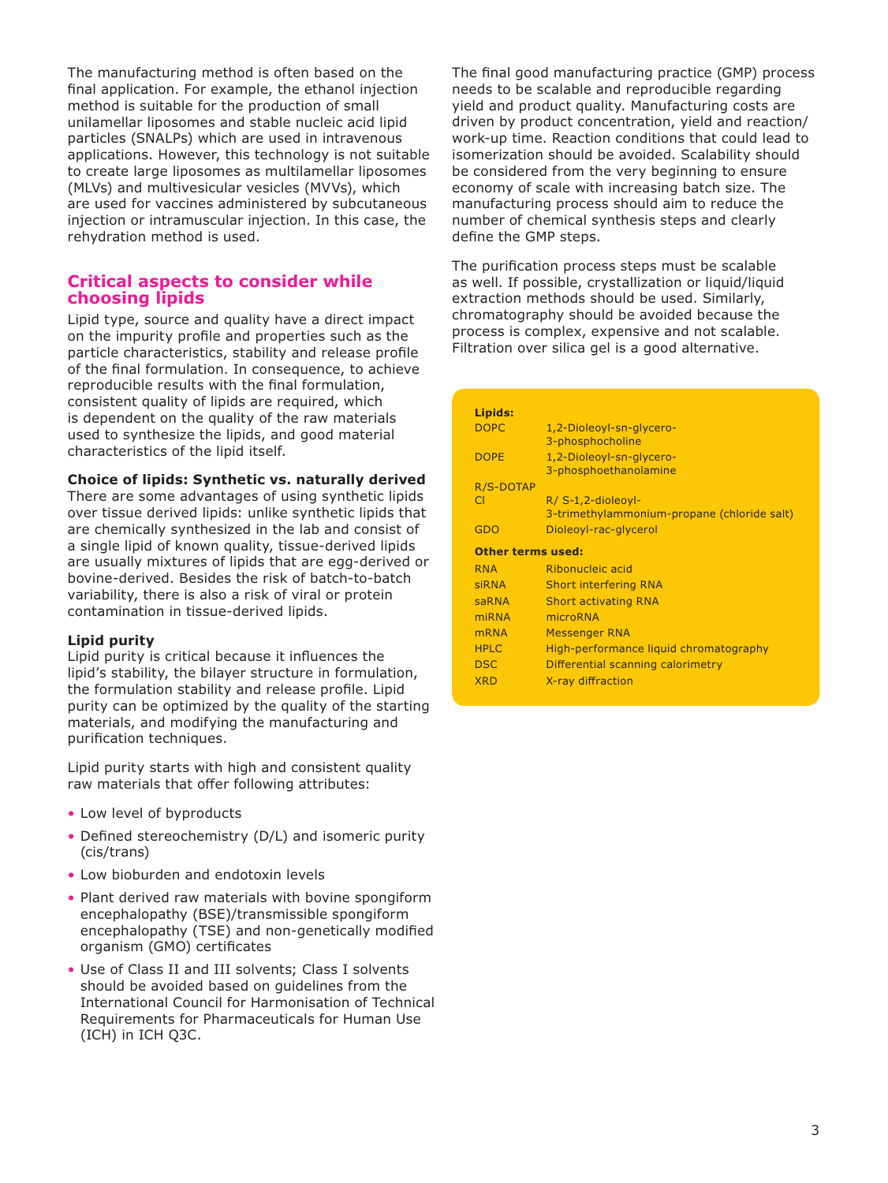The manufacturing method is often based on the final application. For example, the ethanol injection method is suitable for the production of small unilamellar liposomes and stable nucleic acid lipid particles (SNALPs) which are used in intravenous applications. However, this technology is not suitable to create large liposomes as multilamellar liposomes (MLVs) and multivesicular vesicles (MVVs), which are used for vaccines administered by subcutaneous injection or intramuscular injection. In this case, the rehydration method is used.

## Critical aspects to consider while choosing lipids

Lipid type, source and quality have a direct impact on the impurity profile and properties such as the particle characteristics, stability and release profile of the final formulation. In consequence, to achieve reproducible results with the final formulation, consistent quality of lipids are required, which is dependent on the quality of the raw materials used to synthesize the lipids, and good material characteristics of the lipid itself.

**Choice of lipids: Synthetic vs. naturally derived**

There are some advantages of using synthetic lipids over tissue derived lipids: unlike synthetic lipids that are chemically synthesized in the lab and consist of a single lipid of known quality, tissue-derived lipids are usually mixtures of lipids that are egg-derived or bovine-derived. Besides the risk of batch-to-batch variability, there is also a risk of viral or protein contamination in tissue-derived lipids.

**Lipid purity**

Lipid purity is critical because it influences the lipid's stability, the bilayer structure in formulation, the formulation stability and release profile. Lipid purity can be optimized by the quality of the starting materials, and modifying the manufacturing and purification techniques.

Lipid purity starts with high and consistent quality raw materials that offer following attributes:

- Low level of byproducts
- Defined stereochemistry (D/L) and isomeric purity (cis/trans)
- Low bioburden and endotoxin levels
- Plant derived raw materials with bovine spongiform encephalopathy (BSE)/transmissible spongiform encephalopathy (TSE) and non-genetically modified organism (GMO) certificates
- Use of Class II and III solvents; Class I solvents should be avoided based on guidelines from the International Council for Harmonisation of Technical Requirements for Pharmaceuticals for Human Use (ICH) in ICH Q3C.

The final good manufacturing practice (GMP) process needs to be scalable and reproducible regarding yield and product quality. Manufacturing costs are driven by product concentration, yield and reaction/work-up time. Reaction conditions that could lead to isomerization should be avoided. Scalability should be considered from the very beginning to ensure economy of scale with increasing batch size. The manufacturing process should aim to reduce the number of chemical synthesis steps and clearly define the GMP steps.

The purification process steps must be scalable as well. If possible, crystallization or liquid/liquid extraction methods should be used. Similarly, chromatography should be avoided because the process is complex, expensive and not scalable. Filtration over silica gel is a good alternative.

**Lipids:**

| | |
|---|---|
| DOPC | 1,2-Dioleoyl-sn-glycero-3-phosphocholine |
| DOPE | 1,2-Dioleoyl-sn-glycero-3-phosphoethanolamine |
| R/S-DOTAP Cl | R/ S-1,2-dioleoyl-3-trimethylammonium-propane (chloride salt) |
| GDO | Dioleoyl-rac-glycerol |

**Other terms used:**

| | |
|---|---|
| RNA | Ribonucleic acid |
| siRNA | Short interfering RNA |
| saRNA | Short activating RNA |
| miRNA | microRNA |
| mRNA | Messenger RNA |
| HPLC | High-performance liquid chromatography |
| DSC | Differential scanning calorimetry |
| XRD | X-ray diffraction |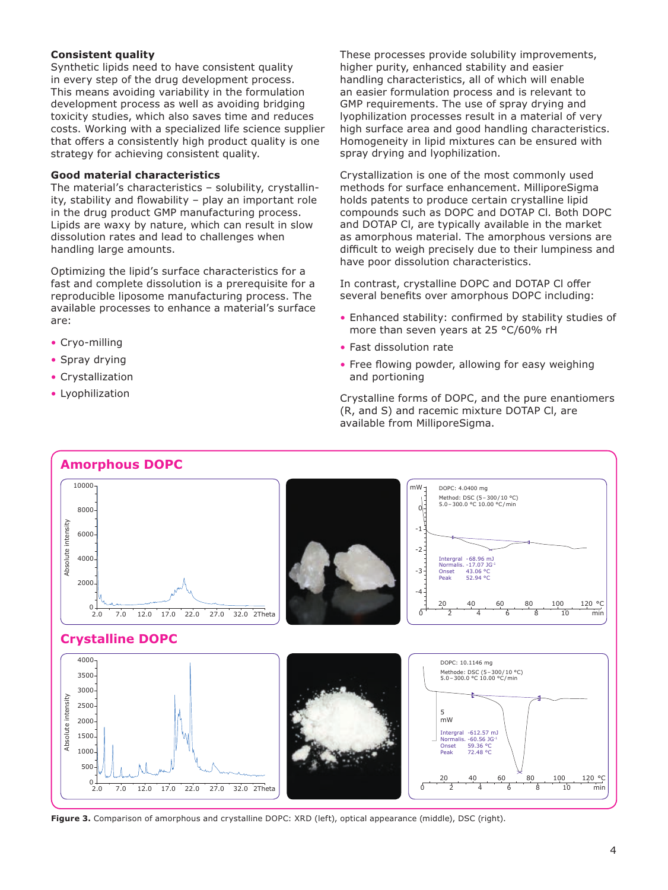### Consistent quality

Synthetic lipids need to have consistent quality in every step of the drug development process. This means avoiding variability in the formulation development process as well as avoiding bridging toxicity studies, which also saves time and reduces costs. Working with a specialized life science supplier that offers a consistently high product quality is one strategy for achieving consistent quality.

### Good material characteristics

The material's characteristics – solubility, crystallinity, stability and flowability – play an important role in the drug product GMP manufacturing process. Lipids are waxy by nature, which can result in slow dissolution rates and lead to challenges when handling large amounts.

Optimizing the lipid's surface characteristics for a fast and complete dissolution is a prerequisite for a reproducible liposome manufacturing process. The available processes to enhance a material's surface are:

- Cryo-milling
- Spray drying
- Crystallization
- Lyophilization

These processes provide solubility improvements, higher purity, enhanced stability and easier handling characteristics, all of which will enable an easier formulation process and is relevant to GMP requirements. The use of spray drying and lyophilization processes result in a material of very high surface area and good handling characteristics. Homogeneity in lipid mixtures can be ensured with spray drying and lyophilization.

Crystallization is one of the most commonly used methods for surface enhancement. MilliporeSigma holds patents to produce certain crystalline lipid compounds such as DOPC and DOTAP Cl. Both DOPC and DOTAP Cl, are typically available in the market as amorphous material. The amorphous versions are difficult to weigh precisely due to their lumpiness and have poor dissolution characteristics.

In contrast, crystalline DOPC and DOTAP Cl offer several benefits over amorphous DOPC including:

- Enhanced stability: confirmed by stability studies of more than seven years at 25 °C/60% rH
- Fast dissolution rate
- Free flowing powder, allowing for easy weighing and portioning

Crystalline forms of DOPC, and the pure enantiomers (R, and S) and racemic mixture DOTAP Cl, are available from MilliporeSigma.

**Figure 3.** Comparison of amorphous and crystalline DOPC: XRD (left), optical appearance (middle), DSC (right).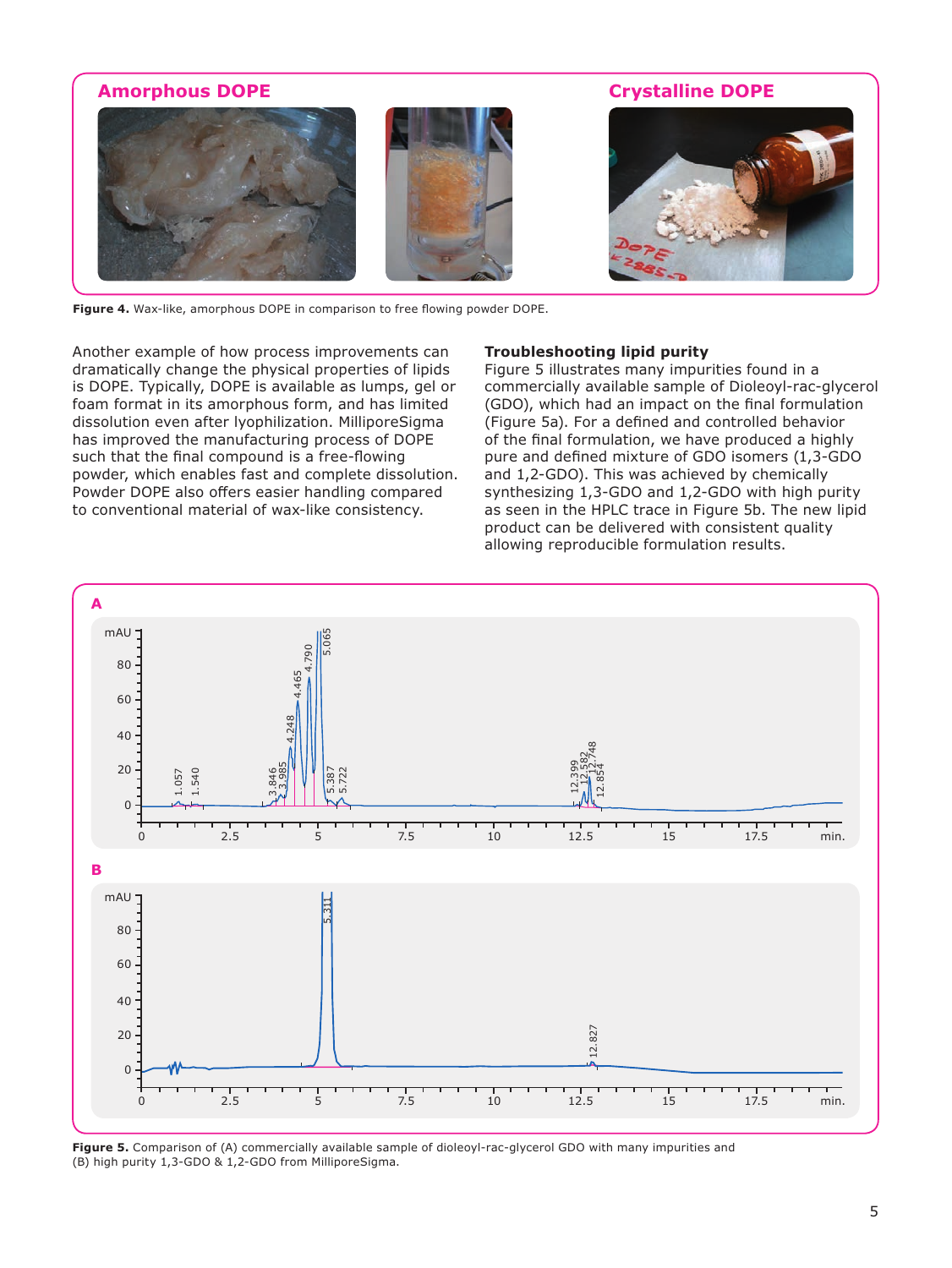**Figure 4.** Wax-like, amorphous DOPE in comparison to free flowing powder DOPE.

Another example of how process improvements can dramatically change the physical properties of lipids is DOPE. Typically, DOPE is available as lumps, gel or foam format in its amorphous form, and has limited dissolution even after lyophilization. MilliporeSigma has improved the manufacturing process of DOPE such that the final compound is a free-flowing powder, which enables fast and complete dissolution. Powder DOPE also offers easier handling compared to conventional material of wax-like consistency.

### Troubleshooting lipid purity

Figure 5 illustrates many impurities found in a commercially available sample of Dioleoyl-rac-glycerol (GDO), which had an impact on the final formulation (Figure 5a). For a defined and controlled behavior of the final formulation, we have produced a highly pure and defined mixture of GDO isomers (1,3-GDO and 1,2-GDO). This was achieved by chemically synthesizing 1,3-GDO and 1,2-GDO with high purity as seen in the HPLC trace in Figure 5b. The new lipid product can be delivered with consistent quality allowing reproducible formulation results.

**Figure 5.** Comparison of (A) commercially available sample of dioleoyl-rac-glycerol GDO with many impurities and (B) high purity 1,3-GDO & 1,2-GDO from MilliporeSigma.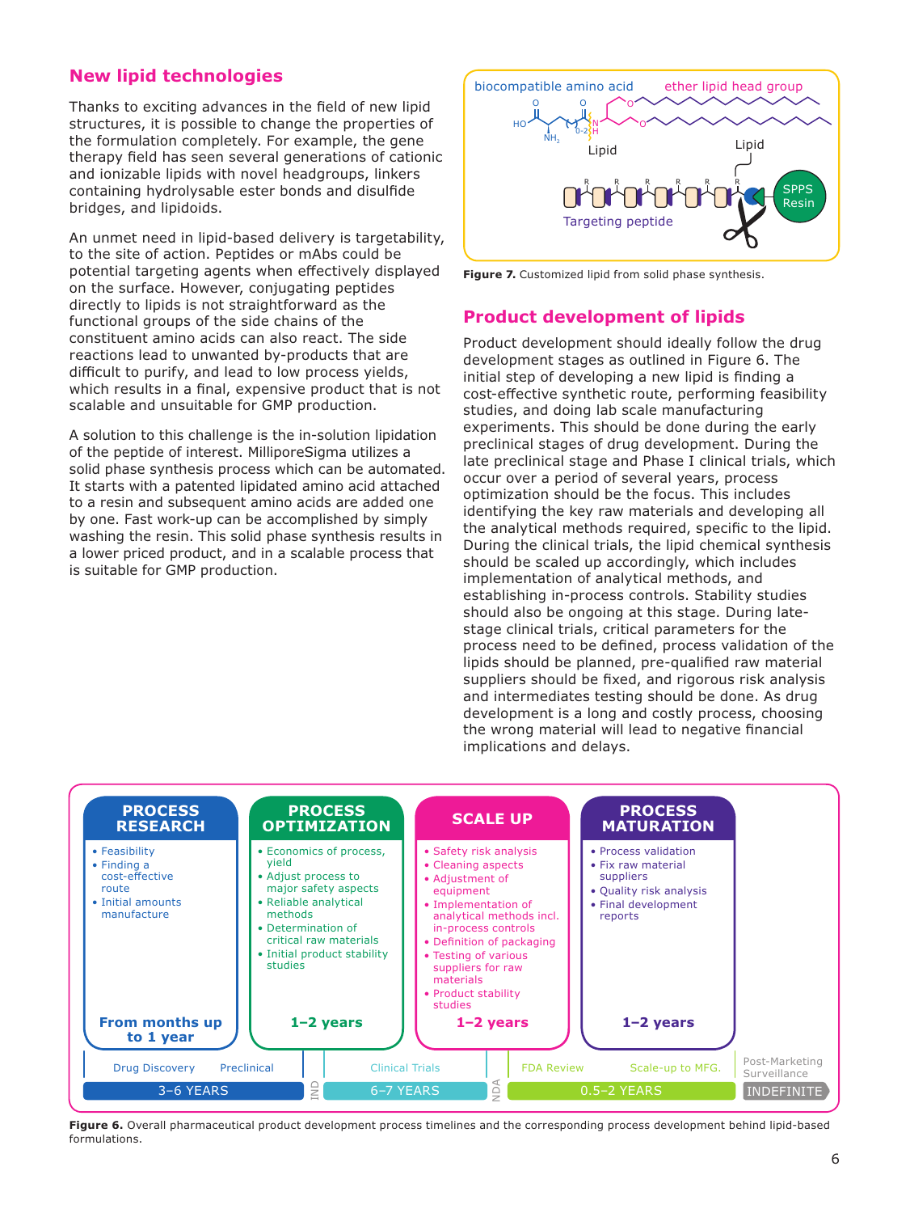## New lipid technologies

Thanks to exciting advances in the field of new lipid structures, it is possible to change the properties of the formulation completely. For example, the gene therapy field has seen several generations of cationic and ionizable lipids with novel headgroups, linkers containing hydrolysable ester bonds and disulfide bridges, and lipidoids.

An unmet need in lipid-based delivery is targetability, to the site of action. Peptides or mAbs could be potential targeting agents when effectively displayed on the surface. However, conjugating peptides directly to lipids is not straightforward as the functional groups of the side chains of the constituent amino acids can also react. The side reactions lead to unwanted by-products that are difficult to purify, and lead to low process yields, which results in a final, expensive product that is not scalable and unsuitable for GMP production.

A solution to this challenge is the in-solution lipidation of the peptide of interest. MilliporeSigma utilizes a solid phase synthesis process which can be automated. It starts with a patented lipidated amino acid attached to a resin and subsequent amino acids are added one by one. Fast work-up can be accomplished by simply washing the resin. This solid phase synthesis results in a lower priced product, and in a scalable process that is suitable for GMP production.

**Figure 7.** Customized lipid from solid phase synthesis.

## Product development of lipids

Product development should ideally follow the drug development stages as outlined in Figure 6. The initial step of developing a new lipid is finding a cost-effective synthetic route, performing feasibility studies, and doing lab scale manufacturing experiments. This should be done during the early preclinical stages of drug development. During the late preclinical stage and Phase I clinical trials, which occur over a period of several years, process optimization should be the focus. This includes identifying the key raw materials and developing all the analytical methods required, specific to the lipid. During the clinical trials, the lipid chemical synthesis should be scaled up accordingly, which includes implementation of analytical methods, and establishing in-process controls. Stability studies should also be ongoing at this stage. During late-stage clinical trials, critical parameters for the process need to be defined, process validation of the lipids should be planned, pre-qualified raw material suppliers should be fixed, and rigorous risk analysis and intermediates testing should be done. As drug development is a long and costly process, choosing the wrong material will lead to negative financial implications and delays.

| PROCESS RESEARCH | PROCESS OPTIMIZATION | SCALE UP | PROCESS MATURATION |
|---|---|---|---|
| • Feasibility<br>• Finding a cost-effective route<br>• Initial amounts manufacture | • Economics of process, yield<br>• Adjust process to major safety aspects<br>• Reliable analytical methods<br>• Determination of critical raw materials<br>• Initial product stability studies | • Safety risk analysis<br>• Cleaning aspects<br>• Adjustment of equipment<br>• Implementation of analytical methods incl. in-process controls<br>• Definition of packaging<br>• Testing of various suppliers for raw materials<br>• Product stability studies | • Process validation<br>• Fix raw material suppliers<br>• Quality risk analysis<br>• Final development reports |
| From months up to 1 year | 1–2 years | 1–2 years | 1–2 years |

| Drug Discovery, Preclinical | IND | Clinical Trials | NDA | FDA Review, Scale-up to MFG. | Post-Marketing Surveillance |
|---|---|---|---|---|---|
| 3–6 YEARS | | 6–7 YEARS | | 0.5–2 YEARS | INDEFINITE |

**Figure 6.** Overall pharmaceutical product development process timelines and the corresponding process development behind lipid-based formulations.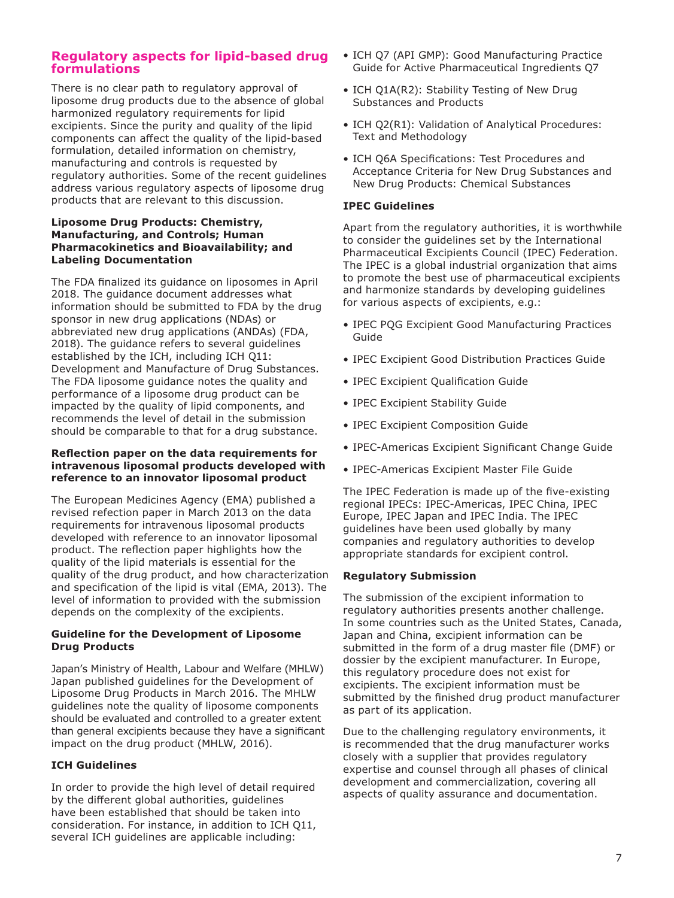## Regulatory aspects for lipid-based drug formulations

There is no clear path to regulatory approval of liposome drug products due to the absence of global harmonized regulatory requirements for lipid excipients. Since the purity and quality of the lipid components can affect the quality of the lipid-based formulation, detailed information on chemistry, manufacturing and controls is requested by regulatory authorities. Some of the recent guidelines address various regulatory aspects of liposome drug products that are relevant to this discussion.

### Liposome Drug Products: Chemistry, Manufacturing, and Controls; Human Pharmacokinetics and Bioavailability; and Labeling Documentation

The FDA finalized its guidance on liposomes in April 2018. The guidance document addresses what information should be submitted to FDA by the drug sponsor in new drug applications (NDAs) or abbreviated new drug applications (ANDAs) (FDA, 2018). The guidance refers to several guidelines established by the ICH, including ICH Q11: Development and Manufacture of Drug Substances. The FDA liposome guidance notes the quality and performance of a liposome drug product can be impacted by the quality of lipid components, and recommends the level of detail in the submission should be comparable to that for a drug substance.

### Reflection paper on the data requirements for intravenous liposomal products developed with reference to an innovator liposomal product

The European Medicines Agency (EMA) published a revised refection paper in March 2013 on the data requirements for intravenous liposomal products developed with reference to an innovator liposomal product. The reflection paper highlights how the quality of the lipid materials is essential for the quality of the drug product, and how characterization and specification of the lipid is vital (EMA, 2013). The level of information to provided with the submission depends on the complexity of the excipients.

### Guideline for the Development of Liposome Drug Products

Japan's Ministry of Health, Labour and Welfare (MHLW) Japan published guidelines for the Development of Liposome Drug Products in March 2016. The MHLW guidelines note the quality of liposome components should be evaluated and controlled to a greater extent than general excipients because they have a significant impact on the drug product (MHLW, 2016).

### ICH Guidelines

In order to provide the high level of detail required by the different global authorities, guidelines have been established that should be taken into consideration. For instance, in addition to ICH Q11, several ICH guidelines are applicable including:

- ICH Q7 (API GMP): Good Manufacturing Practice Guide for Active Pharmaceutical Ingredients Q7
- ICH Q1A(R2): Stability Testing of New Drug Substances and Products
- ICH Q2(R1): Validation of Analytical Procedures: Text and Methodology
- ICH Q6A Specifications: Test Procedures and Acceptance Criteria for New Drug Substances and New Drug Products: Chemical Substances

### IPEC Guidelines

Apart from the regulatory authorities, it is worthwhile to consider the guidelines set by the International Pharmaceutical Excipients Council (IPEC) Federation. The IPEC is a global industrial organization that aims to promote the best use of pharmaceutical excipients and harmonize standards by developing guidelines for various aspects of excipients, e.g.:

- IPEC PQG Excipient Good Manufacturing Practices Guide
- IPEC Excipient Good Distribution Practices Guide
- IPEC Excipient Qualification Guide
- IPEC Excipient Stability Guide
- IPEC Excipient Composition Guide
- IPEC-Americas Excipient Significant Change Guide
- IPEC-Americas Excipient Master File Guide

The IPEC Federation is made up of the five-existing regional IPECs: IPEC-Americas, IPEC China, IPEC Europe, IPEC Japan and IPEC India. The IPEC guidelines have been used globally by many companies and regulatory authorities to develop appropriate standards for excipient control.

### Regulatory Submission

The submission of the excipient information to regulatory authorities presents another challenge. In some countries such as the United States, Canada, Japan and China, excipient information can be submitted in the form of a drug master file (DMF) or dossier by the excipient manufacturer. In Europe, this regulatory procedure does not exist for excipients. The excipient information must be submitted by the finished drug product manufacturer as part of its application.

Due to the challenging regulatory environments, it is recommended that the drug manufacturer works closely with a supplier that provides regulatory expertise and counsel through all phases of clinical development and commercialization, covering all aspects of quality assurance and documentation.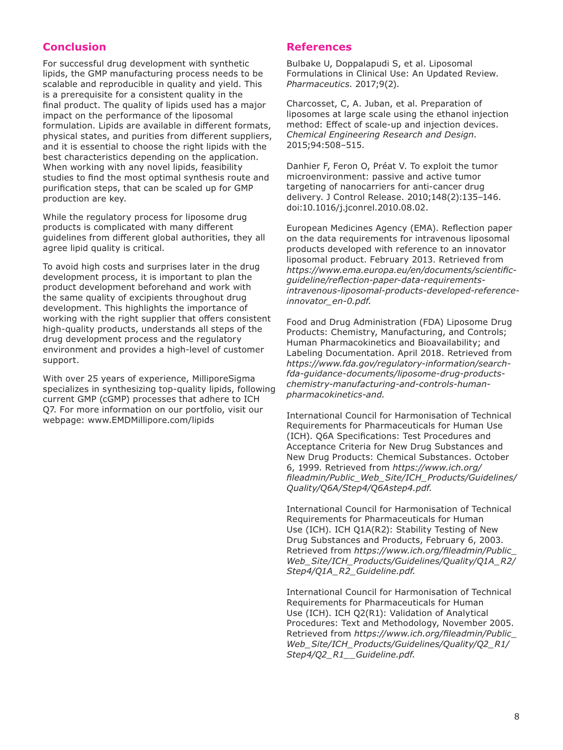## Conclusion

For successful drug development with synthetic lipids, the GMP manufacturing process needs to be scalable and reproducible in quality and yield. This is a prerequisite for a consistent quality in the final product. The quality of lipids used has a major impact on the performance of the liposomal formulation. Lipids are available in different formats, physical states, and purities from different suppliers, and it is essential to choose the right lipids with the best characteristics depending on the application. When working with any novel lipids, feasibility studies to find the most optimal synthesis route and purification steps, that can be scaled up for GMP production are key.

While the regulatory process for liposome drug products is complicated with many different guidelines from different global authorities, they all agree lipid quality is critical.

To avoid high costs and surprises later in the drug development process, it is important to plan the product development beforehand and work with the same quality of excipients throughout drug development. This highlights the importance of working with the right supplier that offers consistent high-quality products, understands all steps of the drug development process and the regulatory environment and provides a high-level of customer support.

With over 25 years of experience, MilliporeSigma specializes in synthesizing top-quality lipids, following current GMP (cGMP) processes that adhere to ICH Q7. For more information on our portfolio, visit our webpage: www.EMDMillipore.com/lipids

## References

Bulbake U, Doppalapudi S, et al. Liposomal Formulations in Clinical Use: An Updated Review. *Pharmaceutics*. 2017;9(2).

Charcosset, C, A. Juban, et al. Preparation of liposomes at large scale using the ethanol injection method: Effect of scale-up and injection devices. *Chemical Engineering Research and Design*. 2015;94:508–515.

Danhier F, Feron O, Préat V. To exploit the tumor microenvironment: passive and active tumor targeting of nanocarriers for anti-cancer drug delivery. J Control Release. 2010;148(2):135–146. doi:10.1016/j.jconrel.2010.08.02.

European Medicines Agency (EMA). Reflection paper on the data requirements for intravenous liposomal products developed with reference to an innovator liposomal product. February 2013. Retrieved from *https://www.ema.europa.eu/en/documents/scientific-guideline/reflection-paper-data-requirements-intravenous-liposomal-products-developed-reference-innovator_en-0.pdf.*

Food and Drug Administration (FDA) Liposome Drug Products: Chemistry, Manufacturing, and Controls; Human Pharmacokinetics and Bioavailability; and Labeling Documentation. April 2018. Retrieved from *https://www.fda.gov/regulatory-information/search-fda-guidance-documents/liposome-drug-products-chemistry-manufacturing-and-controls-human-pharmacokinetics-and.*

International Council for Harmonisation of Technical Requirements for Pharmaceuticals for Human Use (ICH). Q6A Specifications: Test Procedures and Acceptance Criteria for New Drug Substances and New Drug Products: Chemical Substances. October 6, 1999. Retrieved from *https://www.ich.org/fileadmin/Public_Web_Site/ICH_Products/Guidelines/Quality/Q6A/Step4/Q6Astep4.pdf.*

International Council for Harmonisation of Technical Requirements for Pharmaceuticals for Human Use (ICH). ICH Q1A(R2): Stability Testing of New Drug Substances and Products, February 6, 2003. Retrieved from *https://www.ich.org/fileadmin/Public_Web_Site/ICH_Products/Guidelines/Quality/Q1A_R2/Step4/Q1A_R2_Guideline.pdf.*

International Council for Harmonisation of Technical Requirements for Pharmaceuticals for Human Use (ICH). ICH Q2(R1): Validation of Analytical Procedures: Text and Methodology, November 2005. Retrieved from *https://www.ich.org/fileadmin/Public_Web_Site/ICH_Products/Guidelines/Quality/Q2_R1/Step4/Q2_R1__Guideline.pdf.*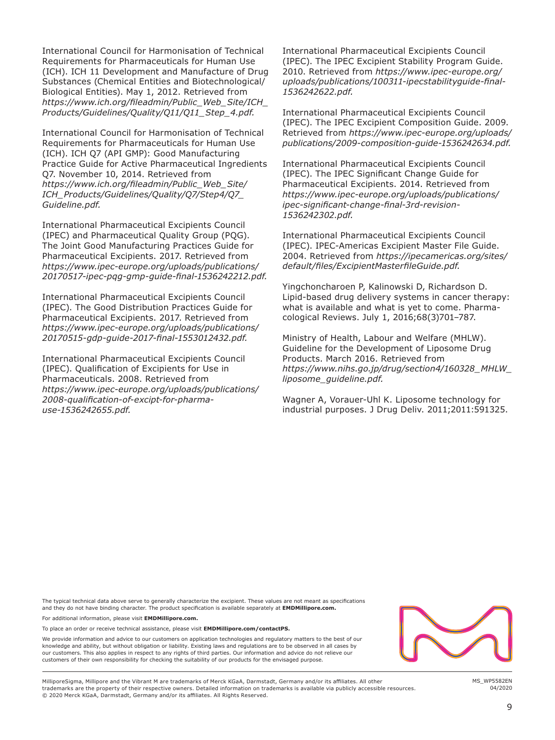International Council for Harmonisation of Technical Requirements for Pharmaceuticals for Human Use (ICH). ICH 11 Development and Manufacture of Drug Substances (Chemical Entities and Biotechnological/Biological Entities). May 1, 2012. Retrieved from *https://www.ich.org/fileadmin/Public_Web_Site/ICH_Products/Guidelines/Quality/Q11/Q11_Step_4.pdf.*

International Council for Harmonisation of Technical Requirements for Pharmaceuticals for Human Use (ICH). ICH Q7 (API GMP): Good Manufacturing Practice Guide for Active Pharmaceutical Ingredients Q7. November 10, 2014. Retrieved from *https://www.ich.org/fileadmin/Public_Web_Site/ICH_Products/Guidelines/Quality/Q7/Step4/Q7_Guideline.pdf.*

International Pharmaceutical Excipients Council (IPEC) and Pharmaceutical Quality Group (PQG). The Joint Good Manufacturing Practices Guide for Pharmaceutical Excipients. 2017. Retrieved from *https://www.ipec-europe.org/uploads/publications/20170517-ipec-pqg-gmp-guide-final-1536242212.pdf.*

International Pharmaceutical Excipients Council (IPEC). The Good Distribution Practices Guide for Pharmaceutical Excipients. 2017. Retrieved from *https://www.ipec-europe.org/uploads/publications/20170515-gdp-guide-2017-final-1553012432.pdf.*

International Pharmaceutical Excipients Council (IPEC). Qualification of Excipients for Use in Pharmaceuticals. 2008. Retrieved from *https://www.ipec-europe.org/uploads/publications/2008-qualification-of-excipt-for-pharma-use-1536242655.pdf.*

International Pharmaceutical Excipients Council (IPEC). The IPEC Excipient Stability Program Guide. 2010. Retrieved from *https://www.ipec-europe.org/uploads/publications/100311-ipecstabilityguide-final-1536242622.pdf.*

International Pharmaceutical Excipients Council (IPEC). The IPEC Excipient Composition Guide. 2009. Retrieved from *https://www.ipec-europe.org/uploads/publications/2009-composition-guide-1536242634.pdf.*

International Pharmaceutical Excipients Council (IPEC). The IPEC Significant Change Guide for Pharmaceutical Excipients. 2014. Retrieved from *https://www.ipec-europe.org/uploads/publications/ipec-significant-change-final-3rd-revision-1536242302.pdf.*

International Pharmaceutical Excipients Council (IPEC). IPEC-Americas Excipient Master File Guide. 2004. Retrieved from *https://ipecamericas.org/sites/default/files/ExcipientMasterfileGuide.pdf.*

Yingchoncharoen P, Kalinowski D, Richardson D. Lipid-based drug delivery systems in cancer therapy: what is available and what is yet to come. Pharmacological Reviews. July 1, 2016;68(3)701–787.

Ministry of Health, Labour and Welfare (MHLW). Guideline for the Development of Liposome Drug Products. March 2016. Retrieved from *https://www.nihs.go.jp/drug/section4/160328_MHLW_liposome_guideline.pdf.*

Wagner A, Vorauer-Uhl K. Liposome technology for industrial purposes. J Drug Deliv. 2011;2011:591325.

The typical technical data above serve to generally characterize the excipient. These values are not meant as specifications and they do not have binding character. The product specification is available separately at **EMDMillipore.com.**

For additional information, please visit **EMDMillipore.com.**

To place an order or receive technical assistance, please visit **EMDMillipore.com/contactPS.**

We provide information and advice to our customers on application technologies and regulatory matters to the best of our knowledge and ability, but without obligation or liability. Existing laws and regulations are to be observed in all cases by our customers. This also applies in respect to any rights of third parties. Our information and advice do not relieve our customers of their own responsibility for checking the suitability of our products for the envisaged purpose.

MilliporeSigma, Millipore and the Vibrant M are trademarks of Merck KGaA, Darmstadt, Germany and/or its affiliates. All other trademarks are the property of their respective owners. Detailed information on trademarks is available via publicly accessible resources. © 2020 Merck KGaA, Darmstadt, Germany and/or its affiliates. All Rights Reserved.

MS_WP5582EN
04/2020